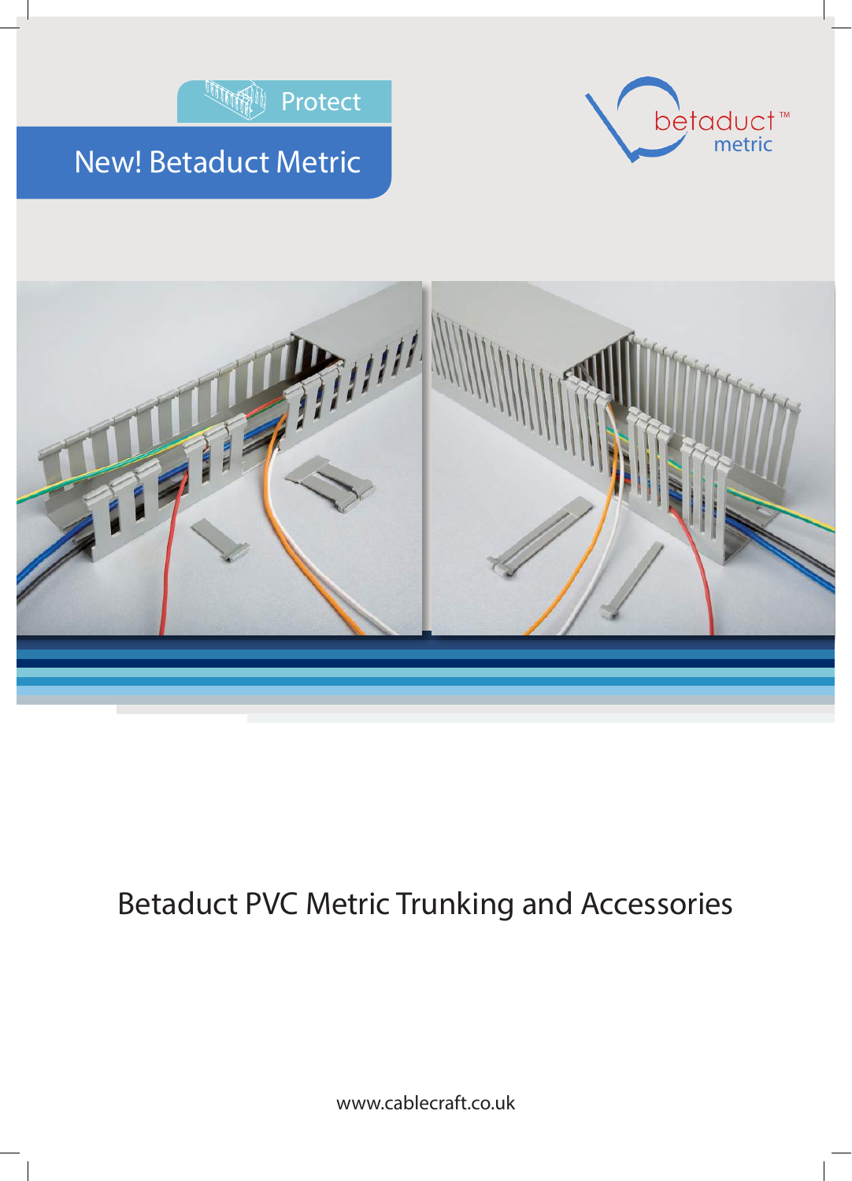Protect

# New! Betaduct Metric

betaduct™ metric

## Betaduct PVC Metric Trunking and Accessories

www.cablecraft.co.uk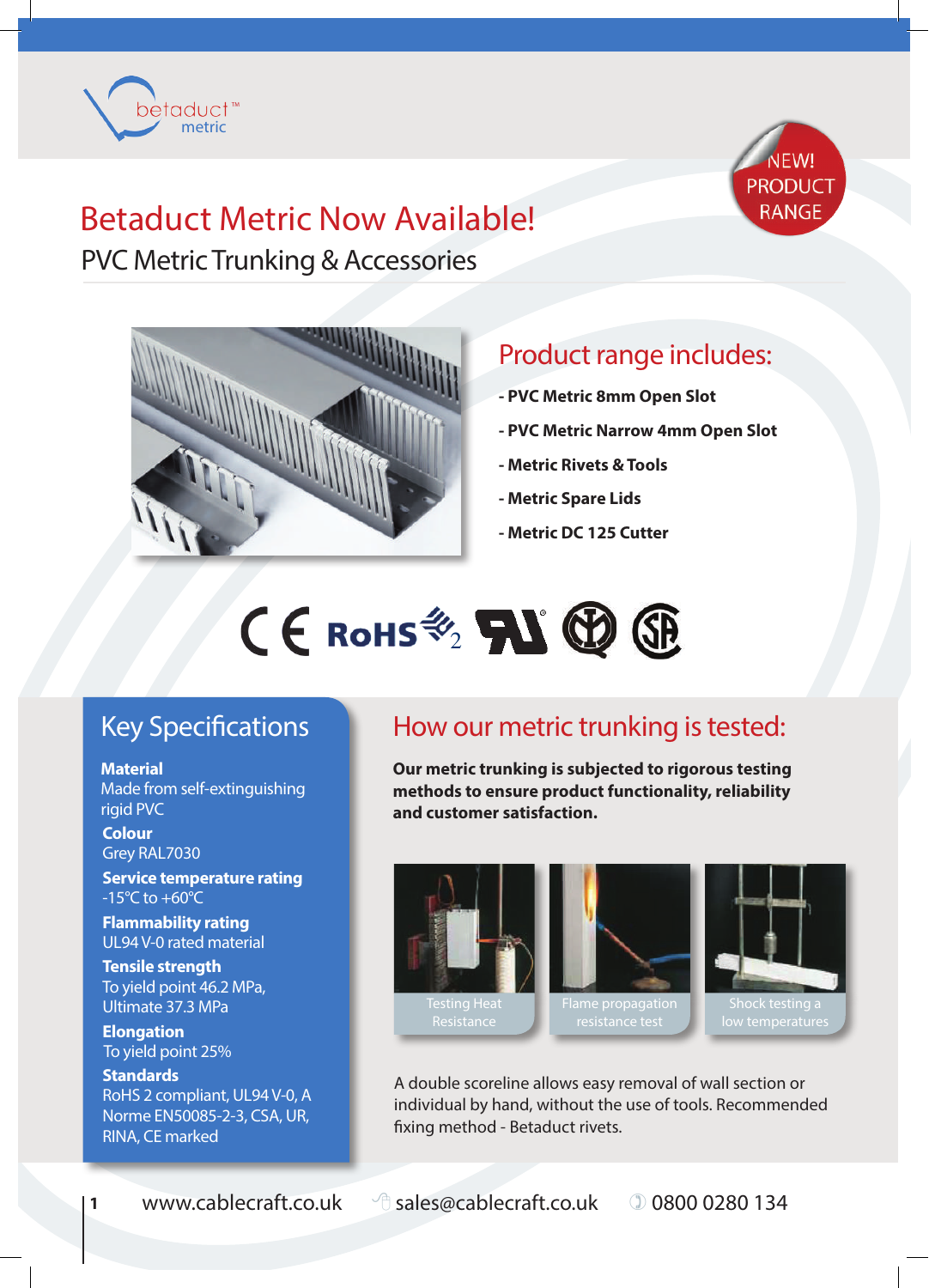betaduct™ metric

NEW! PRODUCT RANGE

# Betaduct Metric Now Available!

## PVC Metric Trunking & Accessories

## Product range includes:

- **PVC Metric 8mm Open Slot**
- **PVC Metric Narrow 4mm Open Slot**
- **Metric Rivets & Tools**
- **Metric Spare Lids**
- **Metric DC 125 Cutter**

CE RoHS 2

## Key Specifications

**Material**
Made from self-extinguishing rigid PVC

**Colour**
Grey RAL7030

**Service temperature rating**
-15°C to +60°C

**Flammability rating**
UL94 V-0 rated material

**Tensile strength**
To yield point 46.2 MPa, Ultimate 37.3 MPa

**Elongation**
To yield point 25%

**Standards**
RoHS 2 compliant, UL94 V-0, A Norme EN50085-2-3, CSA, UR, RINA, CE marked

## How our metric trunking is tested:

**Our metric trunking is subjected to rigorous testing methods to ensure product functionality, reliability and customer satisfaction.**

Testing Heat Resistance

Flame propagation resistance test

Shock testing a low temperatures

A double scoreline allows easy removal of wall section or individual by hand, without the use of tools. Recommended fixing method - Betaduct rivets.

www.cablecraft.co.uk sales@cablecraft.co.uk 0800 0280 134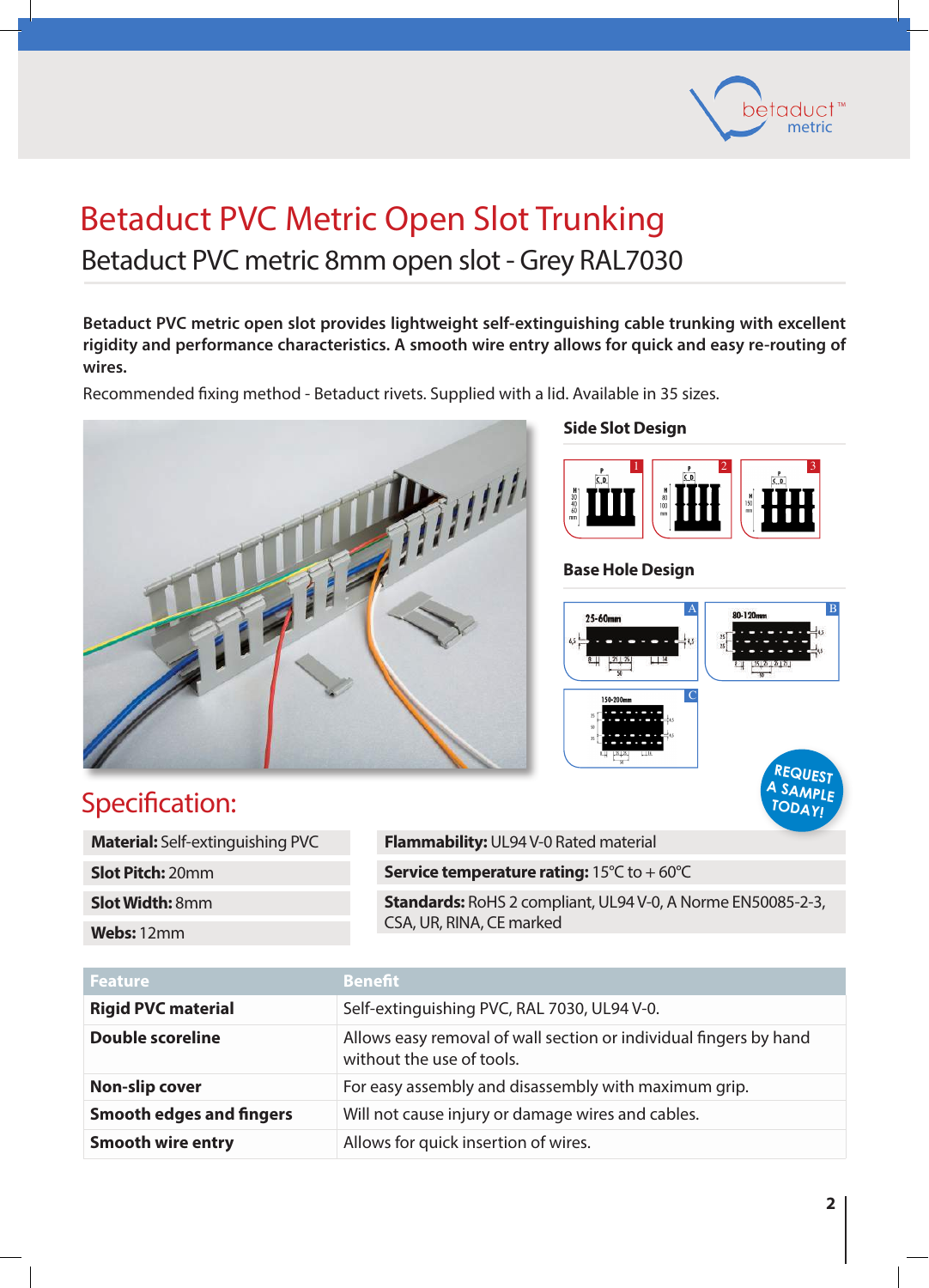# Betaduct PVC Metric Open Slot Trunking

## Betaduct PVC metric 8mm open slot - Grey RAL7030

**Betaduct PVC metric open slot provides lightweight self-extinguishing cable trunking with excellent rigidity and performance characteristics. A smooth wire entry allows for quick and easy re-routing of wires.**

Recommended fixing method - Betaduct rivets. Supplied with a lid. Available in 35 sizes.

### Side Slot Design

### Base Hole Design

REQUEST A SAMPLE TODAY!

## Specification:

**Material:** Self-extinguishing PVC

**Slot Pitch:** 20mm

**Slot Width:** 8mm

**Webs:** 12mm

**Flammability:** UL94 V-0 Rated material

**Service temperature rating:** 15°C to + 60°C

**Standards:** RoHS 2 compliant, UL94 V-0, A Norme EN50085-2-3, CSA, UR, RINA, CE marked

| Feature | Benefit |
|---|---|
| **Rigid PVC material** | Self-extinguishing PVC, RAL 7030, UL94 V-0. |
| **Double scoreline** | Allows easy removal of wall section or individual fingers by hand without the use of tools. |
| **Non-slip cover** | For easy assembly and disassembly with maximum grip. |
| **Smooth edges and fingers** | Will not cause injury or damage wires and cables. |
| **Smooth wire entry** | Allows for quick insertion of wires. |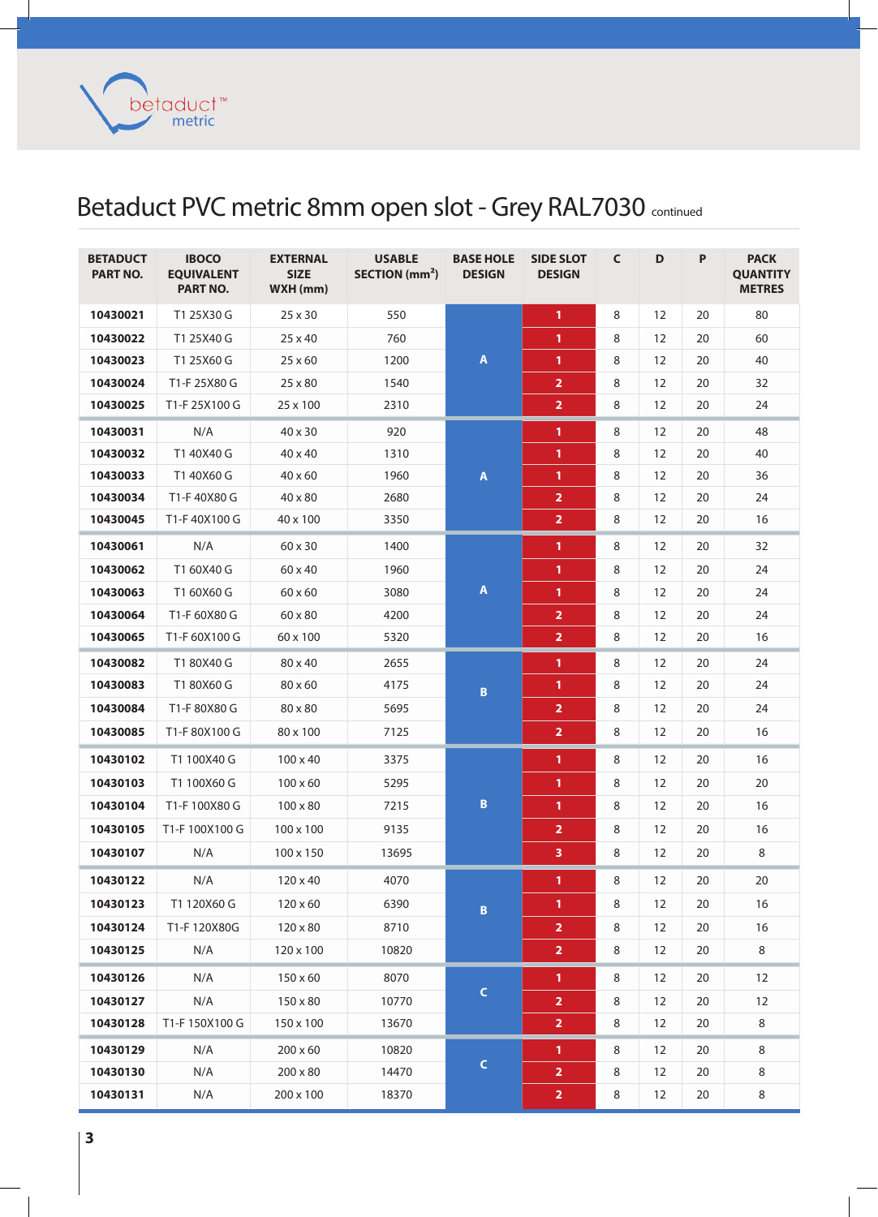# Betaduct PVC metric 8mm open slot - Grey RAL7030 continued

| BETADUCT PART NO. | IBOCO EQUIVALENT PART NO. | EXTERNAL SIZE WXH (mm) | USABLE SECTION (mm²) | BASE HOLE DESIGN | SIDE SLOT DESIGN | C | D | P | PACK QUANTITY METRES |
|---|---|---|---|---|---|---|---|---|---|
| 10430021 | T1 25X30 G | 25 x 30 | 550 | A | 1 | 8 | 12 | 20 | 80 |
| 10430022 | T1 25X40 G | 25 x 40 | 760 | A | 1 | 8 | 12 | 20 | 60 |
| 10430023 | T1 25X60 G | 25 x 60 | 1200 | A | 1 | 8 | 12 | 20 | 40 |
| 10430024 | T1-F 25X80 G | 25 x 80 | 1540 | A | 2 | 8 | 12 | 20 | 32 |
| 10430025 | T1-F 25X100 G | 25 x 100 | 2310 | A | 2 | 8 | 12 | 20 | 24 |
| 10430031 | N/A | 40 x 30 | 920 | A | 1 | 8 | 12 | 20 | 48 |
| 10430032 | T1 40X40 G | 40 x 40 | 1310 | A | 1 | 8 | 12 | 20 | 40 |
| 10430033 | T1 40X60 G | 40 x 60 | 1960 | A | 1 | 8 | 12 | 20 | 36 |
| 10430034 | T1-F 40X80 G | 40 x 80 | 2680 | A | 2 | 8 | 12 | 20 | 24 |
| 10430045 | T1-F 40X100 G | 40 x 100 | 3350 | A | 2 | 8 | 12 | 20 | 16 |
| 10430061 | N/A | 60 x 30 | 1400 | A | 1 | 8 | 12 | 20 | 32 |
| 10430062 | T1 60X40 G | 60 x 40 | 1960 | A | 1 | 8 | 12 | 20 | 24 |
| 10430063 | T1 60X60 G | 60 x 60 | 3080 | A | 1 | 8 | 12 | 20 | 24 |
| 10430064 | T1-F 60X80 G | 60 x 80 | 4200 | A | 2 | 8 | 12 | 20 | 24 |
| 10430065 | T1-F 60X100 G | 60 x 100 | 5320 | A | 2 | 8 | 12 | 20 | 16 |
| 10430082 | T1 80X40 G | 80 x 40 | 2655 | B | 1 | 8 | 12 | 20 | 24 |
| 10430083 | T1 80X60 G | 80 x 60 | 4175 | B | 1 | 8 | 12 | 20 | 24 |
| 10430084 | T1-F 80X80 G | 80 x 80 | 5695 | B | 2 | 8 | 12 | 20 | 24 |
| 10430085 | T1-F 80X100 G | 80 x 100 | 7125 | B | 2 | 8 | 12 | 20 | 16 |
| 10430102 | T1 100X40 G | 100 x 40 | 3375 | B | 1 | 8 | 12 | 20 | 16 |
| 10430103 | T1 100X60 G | 100 x 60 | 5295 | B | 1 | 8 | 12 | 20 | 20 |
| 10430104 | T1-F 100X80 G | 100 x 80 | 7215 | B | 1 | 8 | 12 | 20 | 16 |
| 10430105 | T1-F 100X100 G | 100 x 100 | 9135 | B | 2 | 8 | 12 | 20 | 16 |
| 10430107 | N/A | 100 x 150 | 13695 | B | 3 | 8 | 12 | 20 | 8 |
| 10430122 | N/A | 120 x 40 | 4070 | B | 1 | 8 | 12 | 20 | 20 |
| 10430123 | T1 120X60 G | 120 x 60 | 6390 | B | 1 | 8 | 12 | 20 | 16 |
| 10430124 | T1-F 120X80G | 120 x 80 | 8710 | B | 2 | 8 | 12 | 20 | 16 |
| 10430125 | N/A | 120 x 100 | 10820 | B | 2 | 8 | 12 | 20 | 8 |
| 10430126 | N/A | 150 x 60 | 8070 | C | 1 | 8 | 12 | 20 | 12 |
| 10430127 | N/A | 150 x 80 | 10770 | C | 2 | 8 | 12 | 20 | 12 |
| 10430128 | T1-F 150X100 G | 150 x 100 | 13670 | C | 2 | 8 | 12 | 20 | 8 |
| 10430129 | N/A | 200 x 60 | 10820 | C | 1 | 8 | 12 | 20 | 8 |
| 10430130 | N/A | 200 x 80 | 14470 | C | 2 | 8 | 12 | 20 | 8 |
| 10430131 | N/A | 200 x 100 | 18370 | C | 2 | 8 | 12 | 20 | 8 |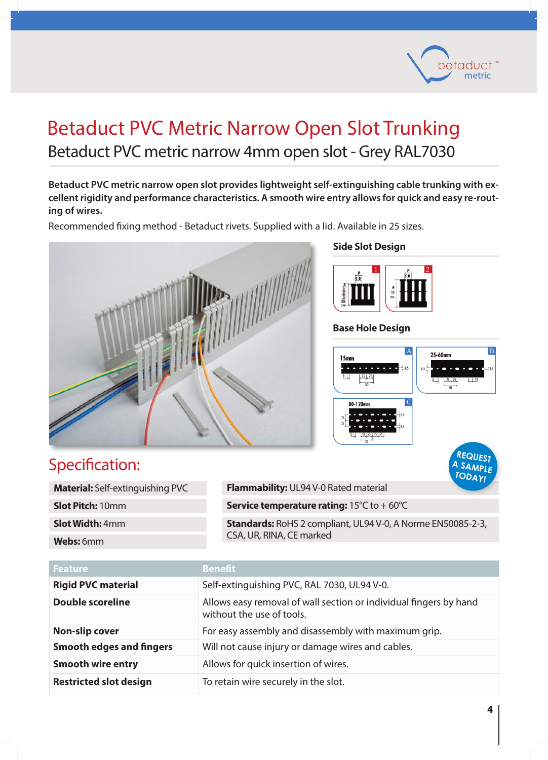# Betaduct PVC Metric Narrow Open Slot Trunking

## Betaduct PVC metric narrow 4mm open slot - Grey RAL7030

**Betaduct PVC metric narrow open slot provides lightweight self-extinguishing cable trunking with excellent rigidity and performance characteristics. A smooth wire entry allows for quick and easy re-routing of wires.**

Recommended fixing method - Betaduct rivets. Supplied with a lid. Available in 25 sizes.

### Side Slot Design

### Base Hole Design

REQUEST A SAMPLE TODAY!

## Specification:

**Material:** Self-extinguishing PVC

**Slot Pitch:** 10mm

**Slot Width:** 4mm

**Webs:** 6mm

**Flammability:** UL94 V-0 Rated material

**Service temperature rating:** 15°C to + 60°C

**Standards:** RoHS 2 compliant, UL94 V-0, A Norme EN50085-2-3, CSA, UR, RINA, CE marked

| Feature | Benefit |
|---|---|
| **Rigid PVC material** | Self-extinguishing PVC, RAL 7030, UL94 V-0. |
| **Double scoreline** | Allows easy removal of wall section or individual fingers by hand without the use of tools. |
| **Non-slip cover** | For easy assembly and disassembly with maximum grip. |
| **Smooth edges and fingers** | Will not cause injury or damage wires and cables. |
| **Smooth wire entry** | Allows for quick insertion of wires. |
| **Restricted slot design** | To retain wire securely in the slot. |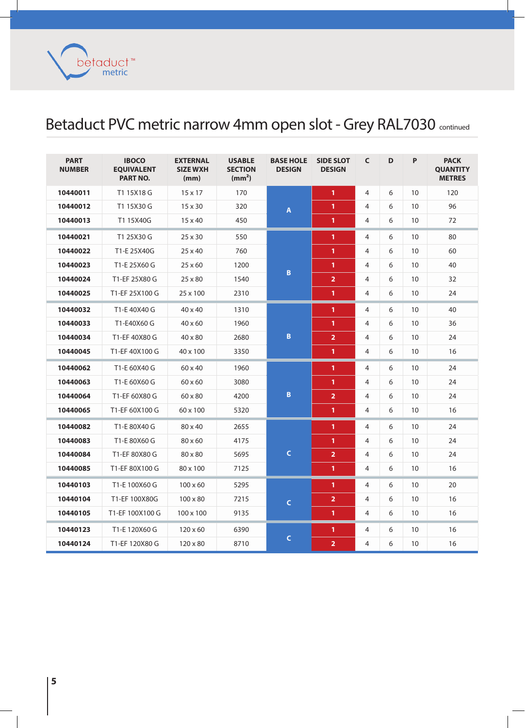# Betaduct PVC metric narrow 4mm open slot - Grey RAL7030 continued

| PART NUMBER | IBOCO EQUIVALENT PART NO. | EXTERNAL SIZE WXH (mm) | USABLE SECTION (mm²) | BASE HOLE DESIGN | SIDE SLOT DESIGN | C | D | P | PACK QUANTITY METRES |
|---|---|---|---|---|---|---|---|---|---|
| 10440011 | T1 15X18 G | 15 x 17 | 170 | A | 1 | 4 | 6 | 10 | 120 |
| 10440012 | T1 15X30 G | 15 x 30 | 320 | A | 1 | 4 | 6 | 10 | 96 |
| 10440013 | T1 15X40G | 15 x 40 | 450 | A | 1 | 4 | 6 | 10 | 72 |
| 10440021 | T1 25X30 G | 25 x 30 | 550 | B | 1 | 4 | 6 | 10 | 80 |
| 10440022 | T1-E 25X40G | 25 x 40 | 760 | B | 1 | 4 | 6 | 10 | 60 |
| 10440023 | T1-E 25X60 G | 25 x 60 | 1200 | B | 1 | 4 | 6 | 10 | 40 |
| 10440024 | T1-EF 25X80 G | 25 x 80 | 1540 | B | 2 | 4 | 6 | 10 | 32 |
| 10440025 | T1-EF 25X100 G | 25 x 100 | 2310 | B | 1 | 4 | 6 | 10 | 24 |
| 10440032 | T1-E 40X40 G | 40 x 40 | 1310 | B | 1 | 4 | 6 | 10 | 40 |
| 10440033 | T1-E40X60 G | 40 x 60 | 1960 | B | 1 | 4 | 6 | 10 | 36 |
| 10440034 | T1-EF 40X80 G | 40 x 80 | 2680 | B | 2 | 4 | 6 | 10 | 24 |
| 10440045 | T1-EF 40X100 G | 40 x 100 | 3350 | B | 1 | 4 | 6 | 10 | 16 |
| 10440062 | T1-E 60X40 G | 60 x 40 | 1960 | B | 1 | 4 | 6 | 10 | 24 |
| 10440063 | T1-E 60X60 G | 60 x 60 | 3080 | B | 1 | 4 | 6 | 10 | 24 |
| 10440064 | T1-EF 60X80 G | 60 x 80 | 4200 | B | 2 | 4 | 6 | 10 | 24 |
| 10440065 | T1-EF 60X100 G | 60 x 100 | 5320 | B | 1 | 4 | 6 | 10 | 16 |
| 10440082 | T1-E 80X40 G | 80 x 40 | 2655 | C | 1 | 4 | 6 | 10 | 24 |
| 10440083 | T1-E 80X60 G | 80 x 60 | 4175 | C | 1 | 4 | 6 | 10 | 24 |
| 10440084 | T1-EF 80X80 G | 80 x 80 | 5695 | C | 2 | 4 | 6 | 10 | 24 |
| 10440085 | T1-EF 80X100 G | 80 x 100 | 7125 | C | 1 | 4 | 6 | 10 | 16 |
| 10440103 | T1-E 100X60 G | 100 x 60 | 5295 | C | 1 | 4 | 6 | 10 | 20 |
| 10440104 | T1-EF 100X80G | 100 x 80 | 7215 | C | 2 | 4 | 6 | 10 | 16 |
| 10440105 | T1-EF 100X100 G | 100 x 100 | 9135 | C | 1 | 4 | 6 | 10 | 16 |
| 10440123 | T1-E 120X60 G | 120 x 60 | 6390 | C | 1 | 4 | 6 | 10 | 16 |
| 10440124 | T1-EF 120X80 G | 120 x 80 | 8710 | C | 2 | 4 | 6 | 10 | 16 |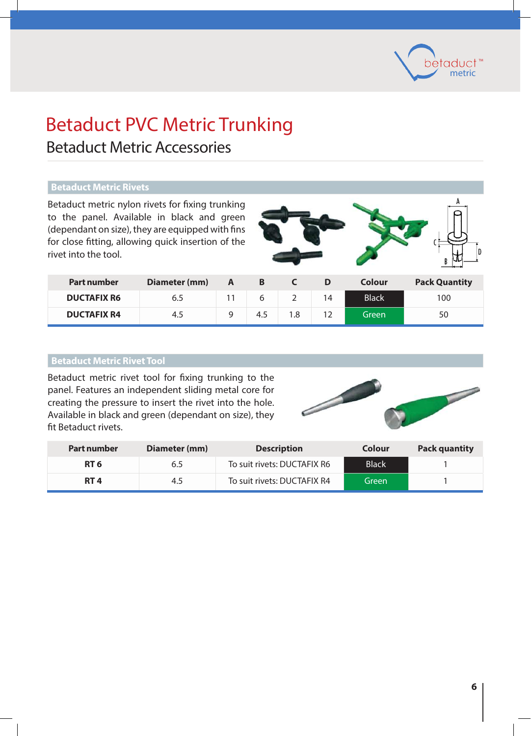# Betaduct PVC Metric Trunking

## Betaduct Metric Accessories

### Betaduct Metric Rivets

Betaduct metric nylon rivets for fixing trunking to the panel. Available in black and green (dependant on size), they are equipped with fins for close fitting, allowing quick insertion of the rivet into the tool.

| Part number | Diameter (mm) | A | B | C | D | Colour | Pack Quantity |
|---|---|---|---|---|---|---|---|
| **DUCTAFIX R6** | 6.5 | 11 | 6 | 2 | 14 | Black | 100 |
| **DUCTAFIX R4** | 4.5 | 9 | 4.5 | 1.8 | 12 | Green | 50 |

### Betaduct Metric Rivet Tool

Betaduct metric rivet tool for fixing trunking to the panel. Features an independent sliding metal core for creating the pressure to insert the rivet into the hole. Available in black and green (dependant on size), they fit Betaduct rivets.

| Part number | Diameter (mm) | Description | Colour | Pack quantity |
|---|---|---|---|---|
| **RT 6** | 6.5 | To suit rivets: DUCTAFIX R6 | Black | 1 |
| **RT 4** | 4.5 | To suit rivets: DUCTAFIX R4 | Green | 1 |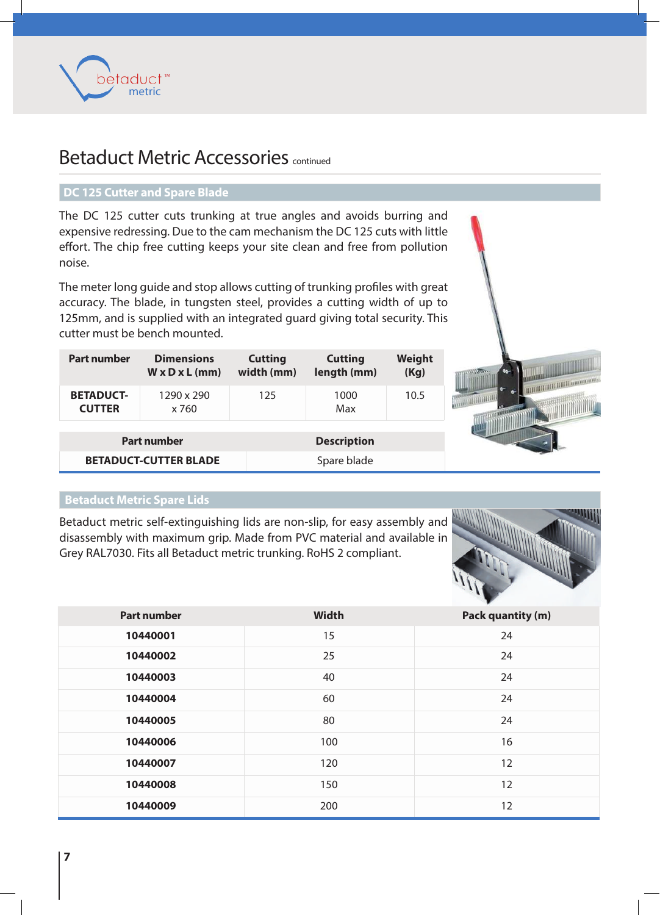# Betaduct Metric Accessories continued

## DC 125 Cutter and Spare Blade

The DC 125 cutter cuts trunking at true angles and avoids burring and expensive redressing. Due to the cam mechanism the DC 125 cuts with little effort. The chip free cutting keeps your site clean and free from pollution noise.

The meter long guide and stop allows cutting of trunking profiles with great accuracy. The blade, in tungsten steel, provides a cutting width of up to 125mm, and is supplied with an integrated guard giving total security. This cutter must be bench mounted.

| Part number | Dimensions W x D x L (mm) | Cutting width (mm) | Cutting length (mm) | Weight (Kg) |
|---|---|---|---|---|
| **BETADUCT-CUTTER** | 1290 x 290 x 760 | 125 | 1000 Max | 10.5 |

| Part number | Description |
|---|---|
| **BETADUCT-CUTTER BLADE** | Spare blade |

## Betaduct Metric Spare Lids

Betaduct metric self-extinguishing lids are non-slip, for easy assembly and disassembly with maximum grip. Made from PVC material and available in Grey RAL7030. Fits all Betaduct metric trunking. RoHS 2 compliant.

| Part number | Width | Pack quantity (m) |
|---|---|---|
| **10440001** | 15 | 24 |
| **10440002** | 25 | 24 |
| **10440003** | 40 | 24 |
| **10440004** | 60 | 24 |
| **10440005** | 80 | 24 |
| **10440006** | 100 | 16 |
| **10440007** | 120 | 12 |
| **10440008** | 150 | 12 |
| **10440009** | 200 | 12 |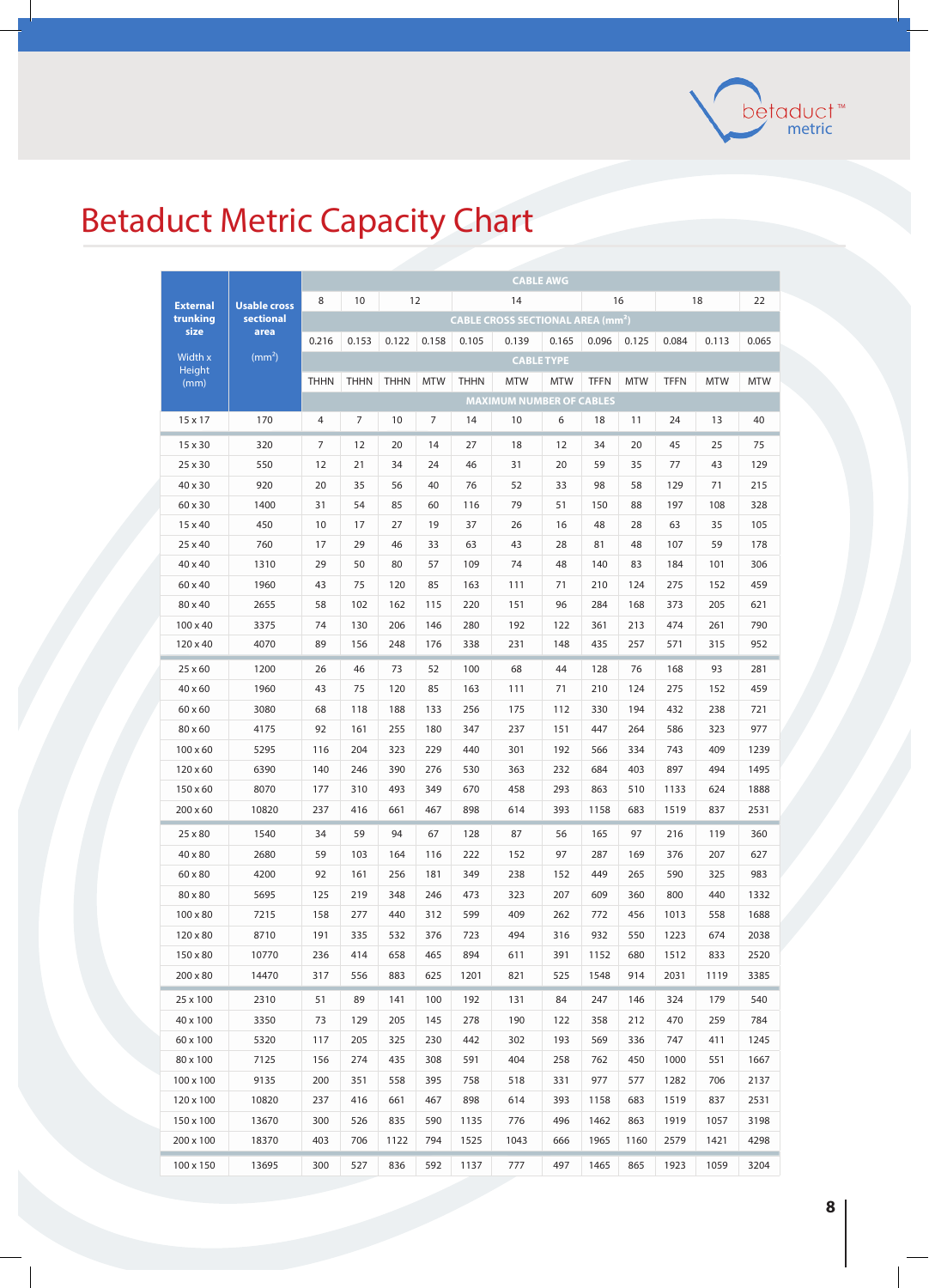# Betaduct Metric Capacity Chart

| External trunking size | Usable cross sectional area | CABLE AWG | | | | | | | | | | | |
|---|---|---|---|---|---|---|---|---|---|---|---|---|---|
| | | 8 | 10 | 12 | | 14 | | | 16 | | 18 | | 22 |
| | | CABLE CROSS SECTIONAL AREA (mm²) | | | | | | | | | | | |
| | | 0.216 | 0.153 | 0.122 | 0.158 | 0.105 | 0.139 | 0.165 | 0.096 | 0.125 | 0.084 | 0.113 | 0.065 |
| Width x Height (mm) | (mm²) | CABLE TYPE | | | | | | | | | | | |
| | | THHN | THHN | THHN | MTW | THHN | MTW | MTW | TFFN | MTW | TFFN | MTW | MTW |
| | | MAXIMUM NUMBER OF CABLES | | | | | | | | | | | |
| 15 x 17 | 170 | 4 | 7 | 10 | 7 | 14 | 10 | 6 | 18 | 11 | 24 | 13 | 40 |
| 15 x 30 | 320 | 7 | 12 | 20 | 14 | 27 | 18 | 12 | 34 | 20 | 45 | 25 | 75 |
| 25 x 30 | 550 | 12 | 21 | 34 | 24 | 46 | 31 | 20 | 59 | 35 | 77 | 43 | 129 |
| 40 x 30 | 920 | 20 | 35 | 56 | 40 | 76 | 52 | 33 | 98 | 58 | 129 | 71 | 215 |
| 60 x 30 | 1400 | 31 | 54 | 85 | 60 | 116 | 79 | 51 | 150 | 88 | 197 | 108 | 328 |
| 15 x 40 | 450 | 10 | 17 | 27 | 19 | 37 | 26 | 16 | 48 | 28 | 63 | 35 | 105 |
| 25 x 40 | 760 | 17 | 29 | 46 | 33 | 63 | 43 | 28 | 81 | 48 | 107 | 59 | 178 |
| 40 x 40 | 1310 | 29 | 50 | 80 | 57 | 109 | 74 | 48 | 140 | 83 | 184 | 101 | 306 |
| 60 x 40 | 1960 | 43 | 75 | 120 | 85 | 163 | 111 | 71 | 210 | 124 | 275 | 152 | 459 |
| 80 x 40 | 2655 | 58 | 102 | 162 | 115 | 220 | 151 | 96 | 284 | 168 | 373 | 205 | 621 |
| 100 x 40 | 3375 | 74 | 130 | 206 | 146 | 280 | 192 | 122 | 361 | 213 | 474 | 261 | 790 |
| 120 x 40 | 4070 | 89 | 156 | 248 | 176 | 338 | 231 | 148 | 435 | 257 | 571 | 315 | 952 |
| 25 x 60 | 1200 | 26 | 46 | 73 | 52 | 100 | 68 | 44 | 128 | 76 | 168 | 93 | 281 |
| 40 x 60 | 1960 | 43 | 75 | 120 | 85 | 163 | 111 | 71 | 210 | 124 | 275 | 152 | 459 |
| 60 x 60 | 3080 | 68 | 118 | 188 | 133 | 256 | 175 | 112 | 330 | 194 | 432 | 238 | 721 |
| 80 x 60 | 4175 | 92 | 161 | 255 | 180 | 347 | 237 | 151 | 447 | 264 | 586 | 323 | 977 |
| 100 x 60 | 5295 | 116 | 204 | 323 | 229 | 440 | 301 | 192 | 566 | 334 | 743 | 409 | 1239 |
| 120 x 60 | 6390 | 140 | 246 | 390 | 276 | 530 | 363 | 232 | 684 | 403 | 897 | 494 | 1495 |
| 150 x 60 | 8070 | 177 | 310 | 493 | 349 | 670 | 458 | 293 | 863 | 510 | 1133 | 624 | 1888 |
| 200 x 60 | 10820 | 237 | 416 | 661 | 467 | 898 | 614 | 393 | 1158 | 683 | 1519 | 837 | 2531 |
| 25 x 80 | 1540 | 34 | 59 | 94 | 67 | 128 | 87 | 56 | 165 | 97 | 216 | 119 | 360 |
| 40 x 80 | 2680 | 59 | 103 | 164 | 116 | 222 | 152 | 97 | 287 | 169 | 376 | 207 | 627 |
| 60 x 80 | 4200 | 92 | 161 | 256 | 181 | 349 | 238 | 152 | 449 | 265 | 590 | 325 | 983 |
| 80 x 80 | 5695 | 125 | 219 | 348 | 246 | 473 | 323 | 207 | 609 | 360 | 800 | 440 | 1332 |
| 100 x 80 | 7215 | 158 | 277 | 440 | 312 | 599 | 409 | 262 | 772 | 456 | 1013 | 558 | 1688 |
| 120 x 80 | 8710 | 191 | 335 | 532 | 376 | 723 | 494 | 316 | 932 | 550 | 1223 | 674 | 2038 |
| 150 x 80 | 10770 | 236 | 414 | 658 | 465 | 894 | 611 | 391 | 1152 | 680 | 1512 | 833 | 2520 |
| 200 x 80 | 14470 | 317 | 556 | 883 | 625 | 1201 | 821 | 525 | 1548 | 914 | 2031 | 1119 | 3385 |
| 25 x 100 | 2310 | 51 | 89 | 141 | 100 | 192 | 131 | 84 | 247 | 146 | 324 | 179 | 540 |
| 40 x 100 | 3350 | 73 | 129 | 205 | 145 | 278 | 190 | 122 | 358 | 212 | 470 | 259 | 784 |
| 60 x 100 | 5320 | 117 | 205 | 325 | 230 | 442 | 302 | 193 | 569 | 336 | 747 | 411 | 1245 |
| 80 x 100 | 7125 | 156 | 274 | 435 | 308 | 591 | 404 | 258 | 762 | 450 | 1000 | 551 | 1667 |
| 100 x 100 | 9135 | 200 | 351 | 558 | 395 | 758 | 518 | 331 | 977 | 577 | 1282 | 706 | 2137 |
| 120 x 100 | 10820 | 237 | 416 | 661 | 467 | 898 | 614 | 393 | 1158 | 683 | 1519 | 837 | 2531 |
| 150 x 100 | 13670 | 300 | 526 | 835 | 590 | 1135 | 776 | 496 | 1462 | 863 | 1919 | 1057 | 3198 |
| 200 x 100 | 18370 | 403 | 706 | 1122 | 794 | 1525 | 1043 | 666 | 1965 | 1160 | 2579 | 1421 | 4298 |
| 100 x 150 | 13695 | 300 | 527 | 836 | 592 | 1137 | 777 | 497 | 1465 | 865 | 1923 | 1059 | 3204 |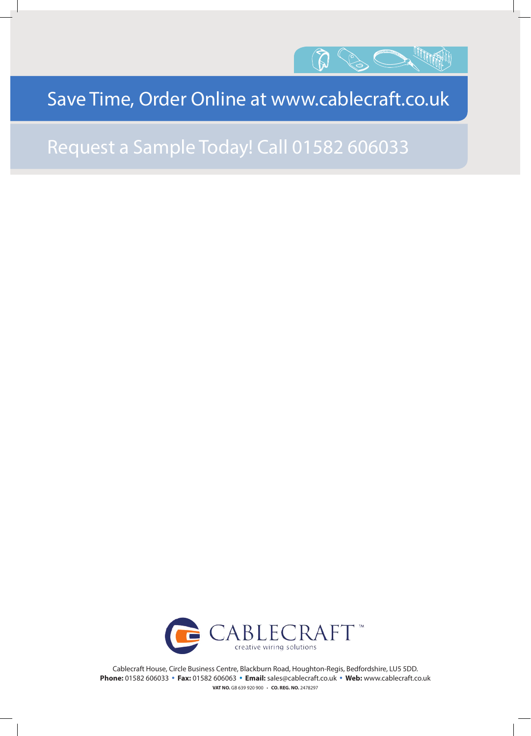Save Time, Order Online at www.cablecraft.co.uk

Request a Sample Today! Call 01582 606033

CABLECRAFT™
creative wiring solutions

Cablecraft House, Circle Business Centre, Blackburn Road, Houghton-Regis, Bedfordshire, LU5 5DD.
**Phone:** 01582 606033 • **Fax:** 01582 606063 • **Email:** sales@cablecraft.co.uk • **Web:** www.cablecraft.co.uk

**VAT NO.** GB 639 920 900 • **CO. REG. NO.** 2478297